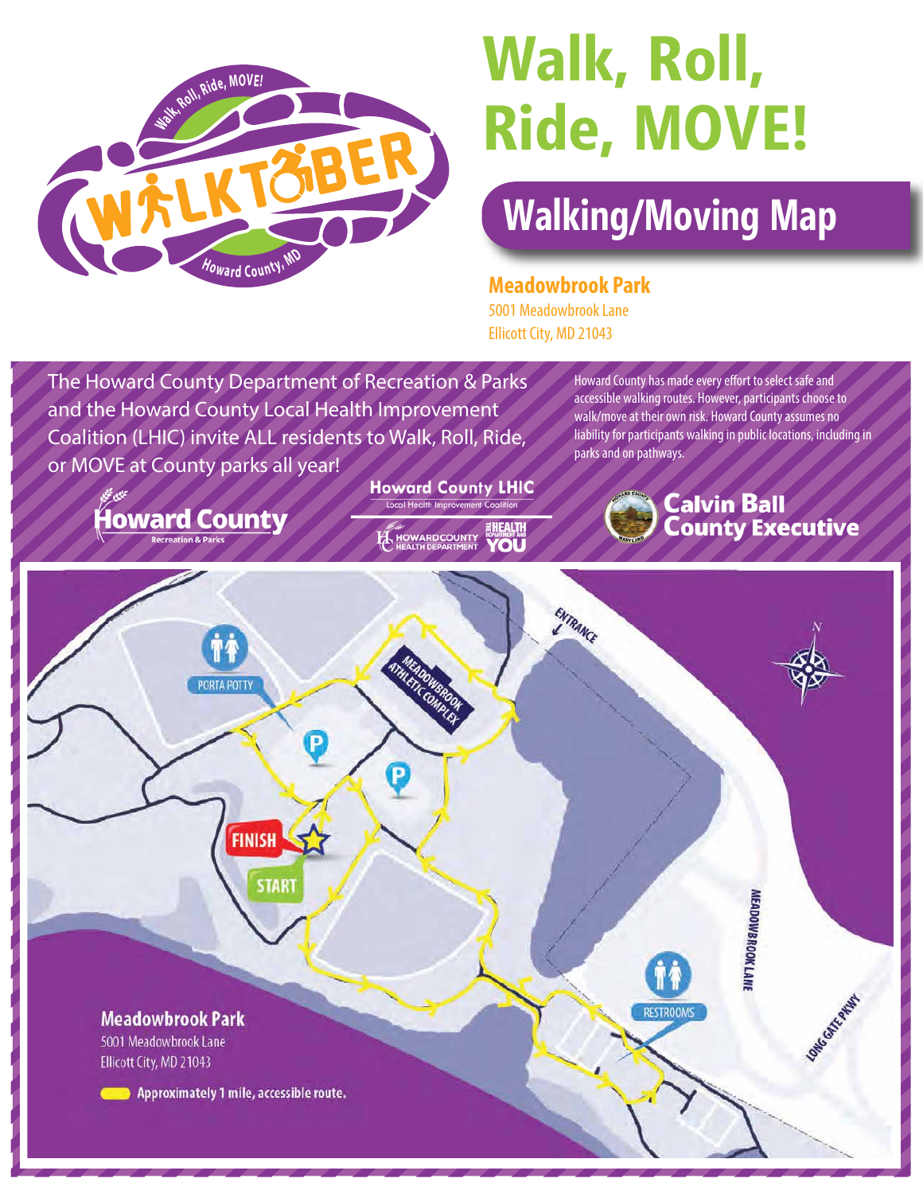# Walk, Roll, Ride, MOVE!

## Walking/Moving Map

**Meadowbrook Park**
5001 Meadowbrook Lane
Ellicott City, MD 21043

The Howard County Department of Recreation & Parks and the Howard County Local Health Improvement Coalition (LHIC) invite ALL residents to Walk, Roll, Ride, or MOVE at County parks all year!

Howard County has made every effort to select safe and accessible walking routes. However, participants choose to walk/move at their own risk. Howard County assumes no liability for participants walking in public locations, including in parks and on pathways.

Howard County Recreation & Parks

Howard County LHIC — Local Health Improvement Coalition

Howard County Health Department | The Health Department and You

Calvin Ball, County Executive

ENTRANCE

MEADOWBROOK ATHLETIC COMPLEX

PORTA POTTY

FINISH

START

RESTROOMS

MEADOWBROOK LANE

LONG GATE PKWY

**Meadowbrook Park**
5001 Meadowbrook Lane
Ellicott City, MD 21043

Approximately 1 mile, accessible route.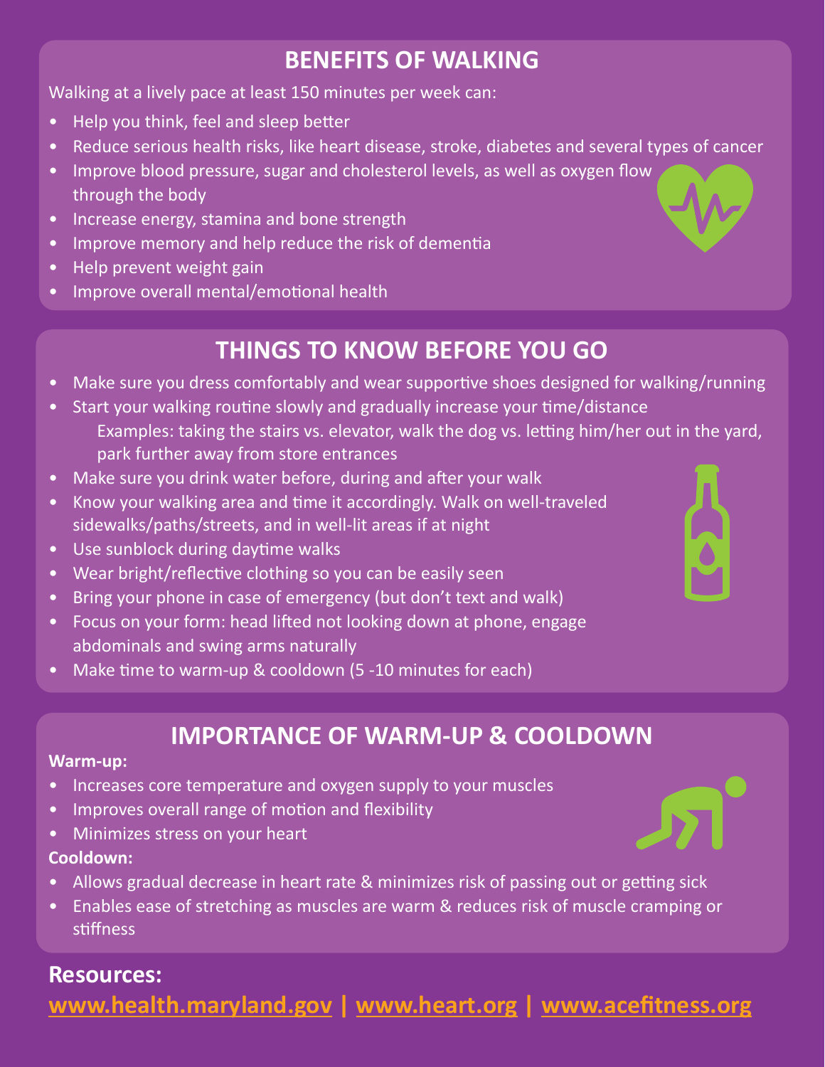## BENEFITS OF WALKING

Walking at a lively pace at least 150 minutes per week can:

- Help you think, feel and sleep better
- Reduce serious health risks, like heart disease, stroke, diabetes and several types of cancer
- Improve blood pressure, sugar and cholesterol levels, as well as oxygen flow through the body
- Increase energy, stamina and bone strength
- Improve memory and help reduce the risk of dementia
- Help prevent weight gain
- Improve overall mental/emotional health

## THINGS TO KNOW BEFORE YOU GO

- Make sure you dress comfortably and wear supportive shoes designed for walking/running
- Start your walking routine slowly and gradually increase your time/distance
  Examples: taking the stairs vs. elevator, walk the dog vs. letting him/her out in the yard, park further away from store entrances
- Make sure you drink water before, during and after your walk
- Know your walking area and time it accordingly. Walk on well-traveled sidewalks/paths/streets, and in well-lit areas if at night
- Use sunblock during daytime walks
- Wear bright/reflective clothing so you can be easily seen
- Bring your phone in case of emergency (but don't text and walk)
- Focus on your form: head lifted not looking down at phone, engage abdominals and swing arms naturally
- Make time to warm-up & cooldown (5 -10 minutes for each)

## IMPORTANCE OF WARM-UP & COOLDOWN

**Warm-up:**

- Increases core temperature and oxygen supply to your muscles
- Improves overall range of motion and flexibility
- Minimizes stress on your heart

**Cooldown:**

- Allows gradual decrease in heart rate & minimizes risk of passing out or getting sick
- Enables ease of stretching as muscles are warm & reduces risk of muscle cramping or stiffness

### Resources:

**www.health.maryland.gov | www.heart.org | www.acefitness.org**